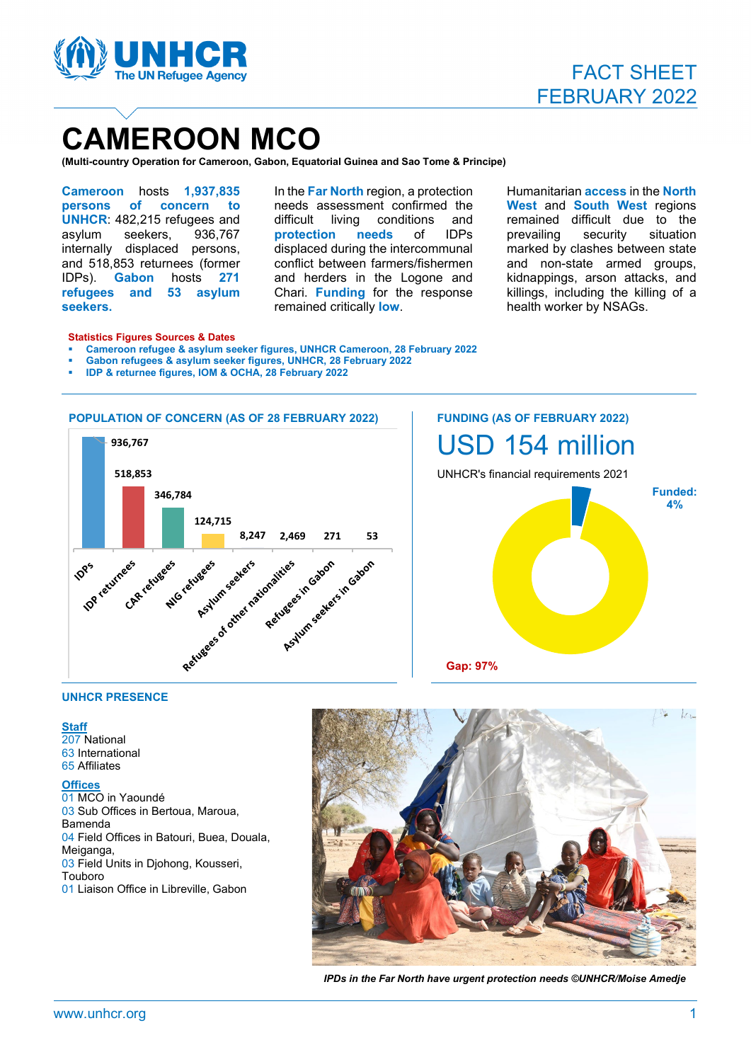# CAMEROON MCO

**(Multi-country Operation for Cameroon, Gabon, Equatorial Guinea and Sao Tome & Principe)**

FACT SHEET
FEBRUARY 2022

**Cameroon** hosts **1,937,835 persons of concern to UNHCR**: 482,215 refugees and asylum seekers, 936,767 internally displaced persons, and 518,853 returnees (former IDPs). **Gabon** hosts **271 refugees and 53 asylum seekers.**

In the **Far North** region, a protection needs assessment confirmed the difficult living conditions and **protection needs** of IDPs displaced during the intercommunal conflict between farmers/fishermen and herders in the Logone and Chari. **Funding** for the response remained critically **low**.

Humanitarian **access** in the **North West** and **South West** regions remained difficult due to the prevailing security situation marked by clashes between state and non-state armed groups, kidnappings, arson attacks, and killings, including the killing of a health worker by NSAGs.

**Statistics Figures Sources & Dates**

- **Cameroon refugee & asylum seeker figures, UNHCR Cameroon, 28 February 2022**
- **Gabon refugees & asylum seeker figures, UNHCR, 28 February 2022**
- **IDP & returnee figures, IOM & OCHA, 28 February 2022**

## POPULATION OF CONCERN (AS OF 28 FEBRUARY 2022)

| Category | Number |
|---|---|
| IDPs | 936,767 |
| IDP returnees | 518,853 |
| CAR refugees | 346,784 |
| NIG refugees | 124,715 |
| Asylum seekers | 8,247 |
| Refugees of other nationalities | 2,469 |
| Refugees in Gabon | 271 |
| Asylum seekers in Gabon | 53 |

## FUNDING (AS OF FEBRUARY 2022)

# USD 154 million

UNHCR's financial requirements 2021

**Funded: 4%**

**Gap: 97%**

## UNHCR PRESENCE

**Staff**
207 National
63 International
65 Affiliates

**Offices**
01 MCO in Yaoundé
03 Sub Offices in Bertoua, Maroua, Bamenda
04 Field Offices in Batouri, Buea, Douala, Meiganga,
03 Field Units in Djohong, Kousseri, Touboro
01 Liaison Office in Libreville, Gabon

*IPDs in the Far North have urgent protection needs ©UNHCR/Moise Amedje*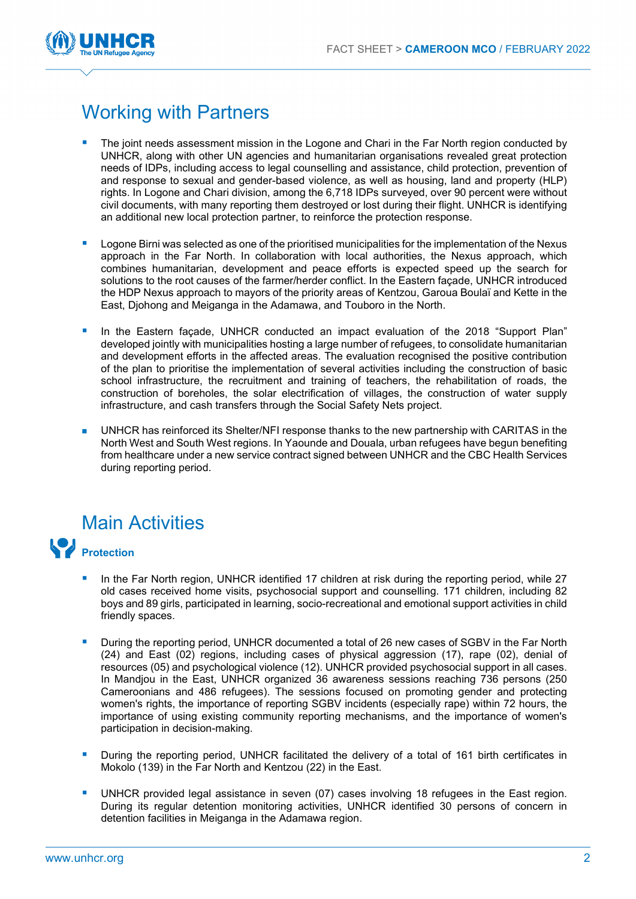## Working with Partners

- The joint needs assessment mission in the Logone and Chari in the Far North region conducted by UNHCR, along with other UN agencies and humanitarian organisations revealed great protection needs of IDPs, including access to legal counselling and assistance, child protection, prevention of and response to sexual and gender-based violence, as well as housing, land and property (HLP) rights. In Logone and Chari division, among the 6,718 IDPs surveyed, over 90 percent were without civil documents, with many reporting them destroyed or lost during their flight. UNHCR is identifying an additional new local protection partner, to reinforce the protection response.

- Logone Birni was selected as one of the prioritised municipalities for the implementation of the Nexus approach in the Far North. In collaboration with local authorities, the Nexus approach, which combines humanitarian, development and peace efforts is expected speed up the search for solutions to the root causes of the farmer/herder conflict. In the Eastern façade, UNHCR introduced the HDP Nexus approach to mayors of the priority areas of Kentzou, Garoua Boulaï and Kette in the East, Djohong and Meiganga in the Adamawa, and Touboro in the North.

- In the Eastern façade, UNHCR conducted an impact evaluation of the 2018 “Support Plan” developed jointly with municipalities hosting a large number of refugees, to consolidate humanitarian and development efforts in the affected areas. The evaluation recognised the positive contribution of the plan to prioritise the implementation of several activities including the construction of basic school infrastructure, the recruitment and training of teachers, the rehabilitation of roads, the construction of boreholes, the solar electrification of villages, the construction of water supply infrastructure, and cash transfers through the Social Safety Nets project.

- UNHCR has reinforced its Shelter/NFI response thanks to the new partnership with CARITAS in the North West and South West regions. In Yaounde and Douala, urban refugees have begun benefiting from healthcare under a new service contract signed between UNHCR and the CBC Health Services during reporting period.

## Main Activities

### Protection

- In the Far North region, UNHCR identified 17 children at risk during the reporting period, while 27 old cases received home visits, psychosocial support and counselling. 171 children, including 82 boys and 89 girls, participated in learning, socio-recreational and emotional support activities in child friendly spaces.

- During the reporting period, UNHCR documented a total of 26 new cases of SGBV in the Far North (24) and East (02) regions, including cases of physical aggression (17), rape (02), denial of resources (05) and psychological violence (12). UNHCR provided psychosocial support in all cases. In Mandjou in the East, UNHCR organized 36 awareness sessions reaching 736 persons (250 Cameroonians and 486 refugees). The sessions focused on promoting gender and protecting women's rights, the importance of reporting SGBV incidents (especially rape) within 72 hours, the importance of using existing community reporting mechanisms, and the importance of women's participation in decision-making.

- During the reporting period, UNHCR facilitated the delivery of a total of 161 birth certificates in Mokolo (139) in the Far North and Kentzou (22) in the East.

- UNHCR provided legal assistance in seven (07) cases involving 18 refugees in the East region. During its regular detention monitoring activities, UNHCR identified 30 persons of concern in detention facilities in Meiganga in the Adamawa region.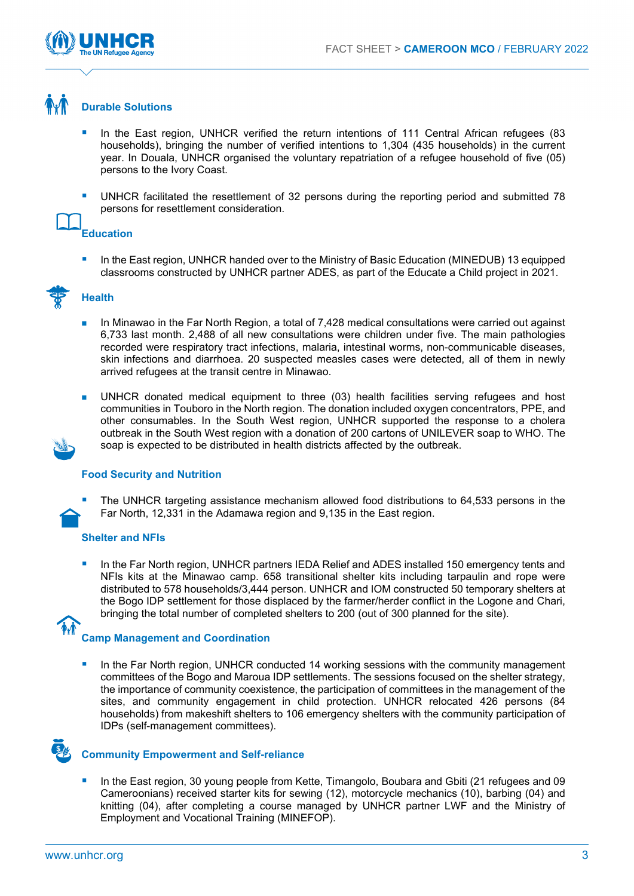## Durable Solutions

- In the East region, UNHCR verified the return intentions of 111 Central African refugees (83 households), bringing the number of verified intentions to 1,304 (435 households) in the current year. In Douala, UNHCR organised the voluntary repatriation of a refugee household of five (05) persons to the Ivory Coast.

- UNHCR facilitated the resettlement of 32 persons during the reporting period and submitted 78 persons for resettlement consideration.

## Education

- In the East region, UNHCR handed over to the Ministry of Basic Education (MINEDUB) 13 equipped classrooms constructed by UNHCR partner ADES, as part of the Educate a Child project in 2021.

## Health

- In Minawao in the Far North Region, a total of 7,428 medical consultations were carried out against 6,733 last month. 2,488 of all new consultations were children under five. The main pathologies recorded were respiratory tract infections, malaria, intestinal worms, non-communicable diseases, skin infections and diarrhoea. 20 suspected measles cases were detected, all of them in newly arrived refugees at the transit centre in Minawao.

- UNHCR donated medical equipment to three (03) health facilities serving refugees and host communities in Touboro in the North region. The donation included oxygen concentrators, PPE, and other consumables. In the South West region, UNHCR supported the response to a cholera outbreak in the South West region with a donation of 200 cartons of UNILEVER soap to WHO. The soap is expected to be distributed in health districts affected by the outbreak.

## Food Security and Nutrition

- The UNHCR targeting assistance mechanism allowed food distributions to 64,533 persons in the Far North, 12,331 in the Adamawa region and 9,135 in the East region.

## Shelter and NFIs

- In the Far North region, UNHCR partners IEDA Relief and ADES installed 150 emergency tents and NFIs kits at the Minawao camp. 658 transitional shelter kits including tarpaulin and rope were distributed to 578 households/3,444 person. UNHCR and IOM constructed 50 temporary shelters at the Bogo IDP settlement for those displaced by the farmer/herder conflict in the Logone and Chari, bringing the total number of completed shelters to 200 (out of 300 planned for the site).

## Camp Management and Coordination

- In the Far North region, UNHCR conducted 14 working sessions with the community management committees of the Bogo and Maroua IDP settlements. The sessions focused on the shelter strategy, the importance of community coexistence, the participation of committees in the management of the sites, and community engagement in child protection. UNHCR relocated 426 persons (84 households) from makeshift shelters to 106 emergency shelters with the community participation of IDPs (self-management committees).

## Community Empowerment and Self-reliance

- In the East region, 30 young people from Kette, Timangolo, Boubara and Gbiti (21 refugees and 09 Cameroonians) received starter kits for sewing (12), motorcycle mechanics (10), barbing (04) and knitting (04), after completing a course managed by UNHCR partner LWF and the Ministry of Employment and Vocational Training (MINEFOP).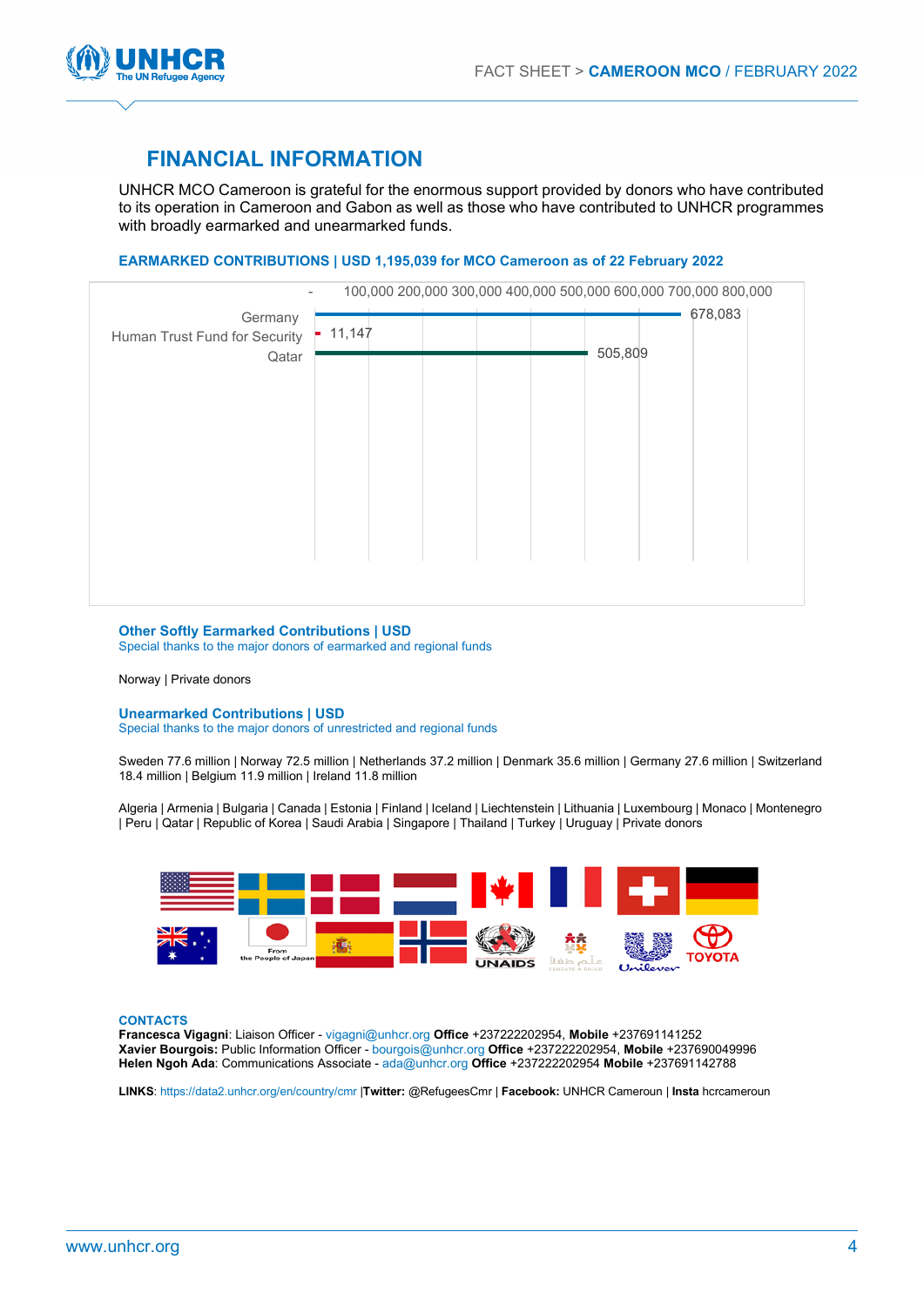## FINANCIAL INFORMATION

UNHCR MCO Cameroon is grateful for the enormous support provided by donors who have contributed to its operation in Cameroon and Gabon as well as those who have contributed to UNHCR programmes with broadly earmarked and unearmarked funds.

**EARMARKED CONTRIBUTIONS | USD 1,195,039 for MCO Cameroon as of 22 February 2022**

- 100,000 200,000 300,000 400,000 500,000 600,000 700,000 800,000

Germany 678,083

Human Trust Fund for Security 11,147

Qatar 505,809

**Other Softly Earmarked Contributions | USD**

Special thanks to the major donors of earmarked and regional funds

Norway | Private donors

**Unearmarked Contributions | USD**

Special thanks to the major donors of unrestricted and regional funds

Sweden 77.6 million | Norway 72.5 million | Netherlands 37.2 million | Denmark 35.6 million | Germany 27.6 million | Switzerland 18.4 million | Belgium 11.9 million | Ireland 11.8 million

Algeria | Armenia | Bulgaria | Canada | Estonia | Finland | Iceland | Liechtenstein | Lithuania | Luxembourg | Monaco | Montenegro | Peru | Qatar | Republic of Korea | Saudi Arabia | Singapore | Thailand | Turkey | Uruguay | Private donors

**CONTACTS**

**Francesca Vigagni**: Liaison Officer - vigagni@unhcr.org **Office** +237222202954, **Mobile** +237691141252
**Xavier Bourgois:** Public Information Officer - bourgois@unhcr.org **Office** +237222202954, **Mobile** +237690049996
**Helen Ngoh Ada**: Communications Associate - ada@unhcr.org **Office** +237222202954 **Mobile** +237691142788

**LINKS**: https://data2.unhcr.org/en/country/cmr |**Twitter:** @RefugeesCmr | **Facebook:** UNHCR Cameroun | **Insta** hcrcameroun